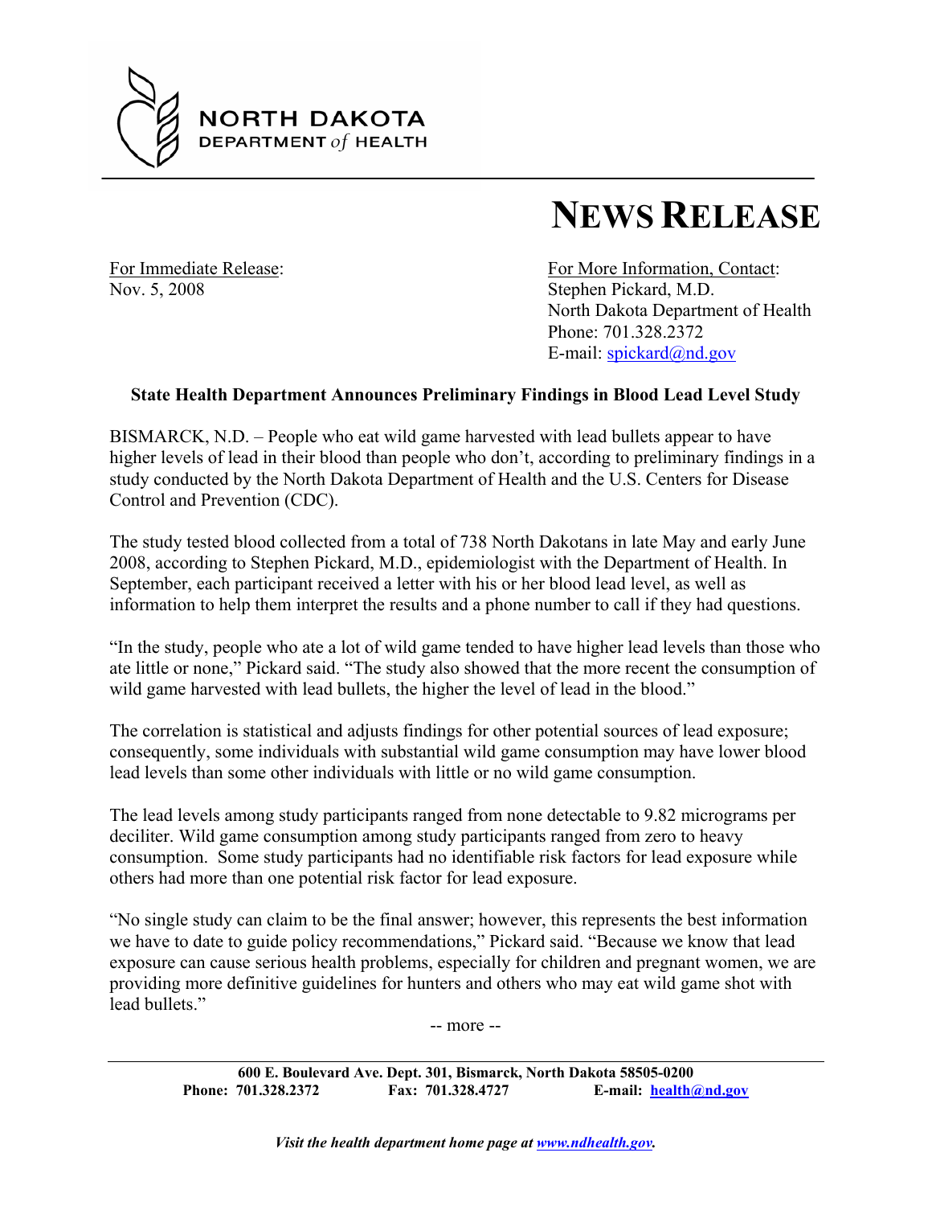**NORTH DAKOTA**
**DEPARTMENT *of* HEALTH**

# NEWS RELEASE

For Immediate Release:
Nov. 5, 2008

For More Information, Contact:
Stephen Pickard, M.D.
North Dakota Department of Health
Phone: 701.328.2372
E-mail: spickard@nd.gov

**State Health Department Announces Preliminary Findings in Blood Lead Level Study**

BISMARCK, N.D. – People who eat wild game harvested with lead bullets appear to have higher levels of lead in their blood than people who don't, according to preliminary findings in a study conducted by the North Dakota Department of Health and the U.S. Centers for Disease Control and Prevention (CDC).

The study tested blood collected from a total of 738 North Dakotans in late May and early June 2008, according to Stephen Pickard, M.D., epidemiologist with the Department of Health. In September, each participant received a letter with his or her blood lead level, as well as information to help them interpret the results and a phone number to call if they had questions.

"In the study, people who ate a lot of wild game tended to have higher lead levels than those who ate little or none," Pickard said. "The study also showed that the more recent the consumption of wild game harvested with lead bullets, the higher the level of lead in the blood."

The correlation is statistical and adjusts findings for other potential sources of lead exposure; consequently, some individuals with substantial wild game consumption may have lower blood lead levels than some other individuals with little or no wild game consumption.

The lead levels among study participants ranged from none detectable to 9.82 micrograms per deciliter. Wild game consumption among study participants ranged from zero to heavy consumption. Some study participants had no identifiable risk factors for lead exposure while others had more than one potential risk factor for lead exposure.

"No single study can claim to be the final answer; however, this represents the best information we have to date to guide policy recommendations," Pickard said. "Because we know that lead exposure can cause serious health problems, especially for children and pregnant women, we are providing more definitive guidelines for hunters and others who may eat wild game shot with lead bullets."

-- more --

**600 E. Boulevard Ave. Dept. 301, Bismarck, North Dakota 58505-0200**
**Phone: 701.328.2372 Fax: 701.328.4727 E-mail: health@nd.gov**

***Visit the health department home page at www.ndhealth.gov.***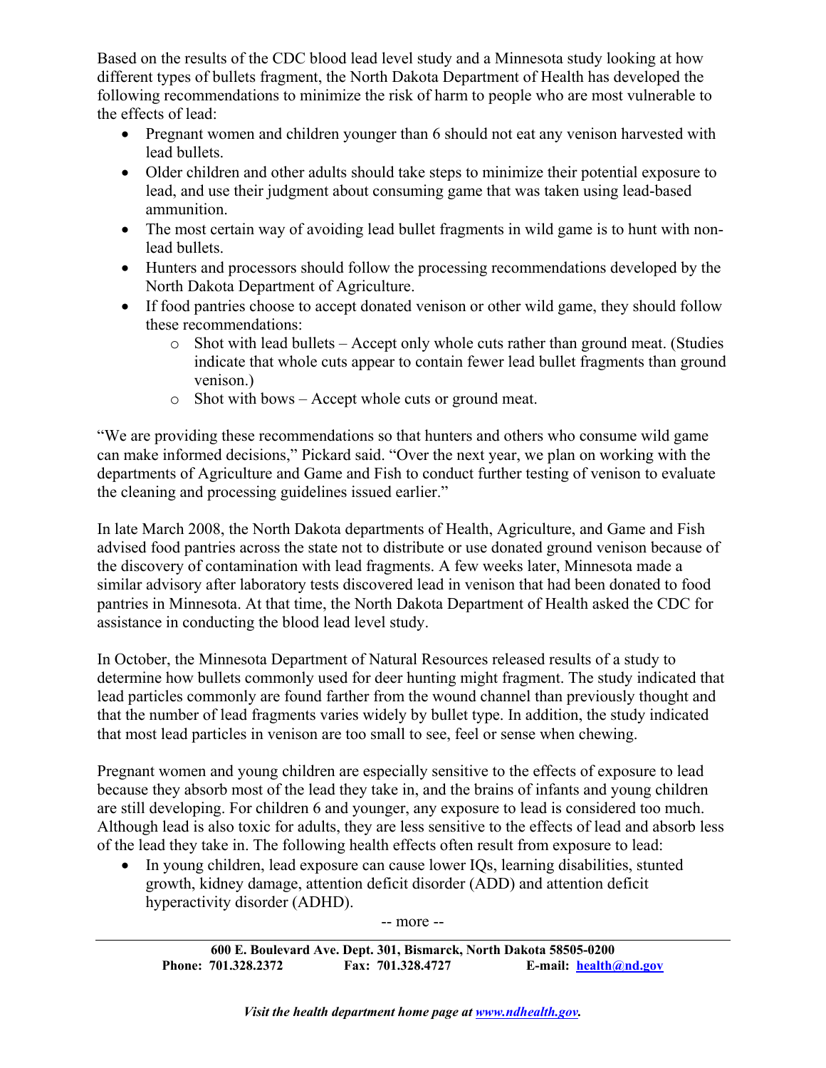Based on the results of the CDC blood lead level study and a Minnesota study looking at how different types of bullets fragment, the North Dakota Department of Health has developed the following recommendations to minimize the risk of harm to people who are most vulnerable to the effects of lead:

- Pregnant women and children younger than 6 should not eat any venison harvested with lead bullets.
- Older children and other adults should take steps to minimize their potential exposure to lead, and use their judgment about consuming game that was taken using lead-based ammunition.
- The most certain way of avoiding lead bullet fragments in wild game is to hunt with non-lead bullets.
- Hunters and processors should follow the processing recommendations developed by the North Dakota Department of Agriculture.
- If food pantries choose to accept donated venison or other wild game, they should follow these recommendations:
  - Shot with lead bullets – Accept only whole cuts rather than ground meat. (Studies indicate that whole cuts appear to contain fewer lead bullet fragments than ground venison.)
  - Shot with bows – Accept whole cuts or ground meat.

"We are providing these recommendations so that hunters and others who consume wild game can make informed decisions," Pickard said. "Over the next year, we plan on working with the departments of Agriculture and Game and Fish to conduct further testing of venison to evaluate the cleaning and processing guidelines issued earlier."

In late March 2008, the North Dakota departments of Health, Agriculture, and Game and Fish advised food pantries across the state not to distribute or use donated ground venison because of the discovery of contamination with lead fragments. A few weeks later, Minnesota made a similar advisory after laboratory tests discovered lead in venison that had been donated to food pantries in Minnesota. At that time, the North Dakota Department of Health asked the CDC for assistance in conducting the blood lead level study.

In October, the Minnesota Department of Natural Resources released results of a study to determine how bullets commonly used for deer hunting might fragment. The study indicated that lead particles commonly are found farther from the wound channel than previously thought and that the number of lead fragments varies widely by bullet type. In addition, the study indicated that most lead particles in venison are too small to see, feel or sense when chewing.

Pregnant women and young children are especially sensitive to the effects of exposure to lead because they absorb most of the lead they take in, and the brains of infants and young children are still developing. For children 6 and younger, any exposure to lead is considered too much. Although lead is also toxic for adults, they are less sensitive to the effects of lead and absorb less of the lead they take in. The following health effects often result from exposure to lead:

- In young children, lead exposure can cause lower IQs, learning disabilities, stunted growth, kidney damage, attention deficit disorder (ADD) and attention deficit hyperactivity disorder (ADHD).

-- more --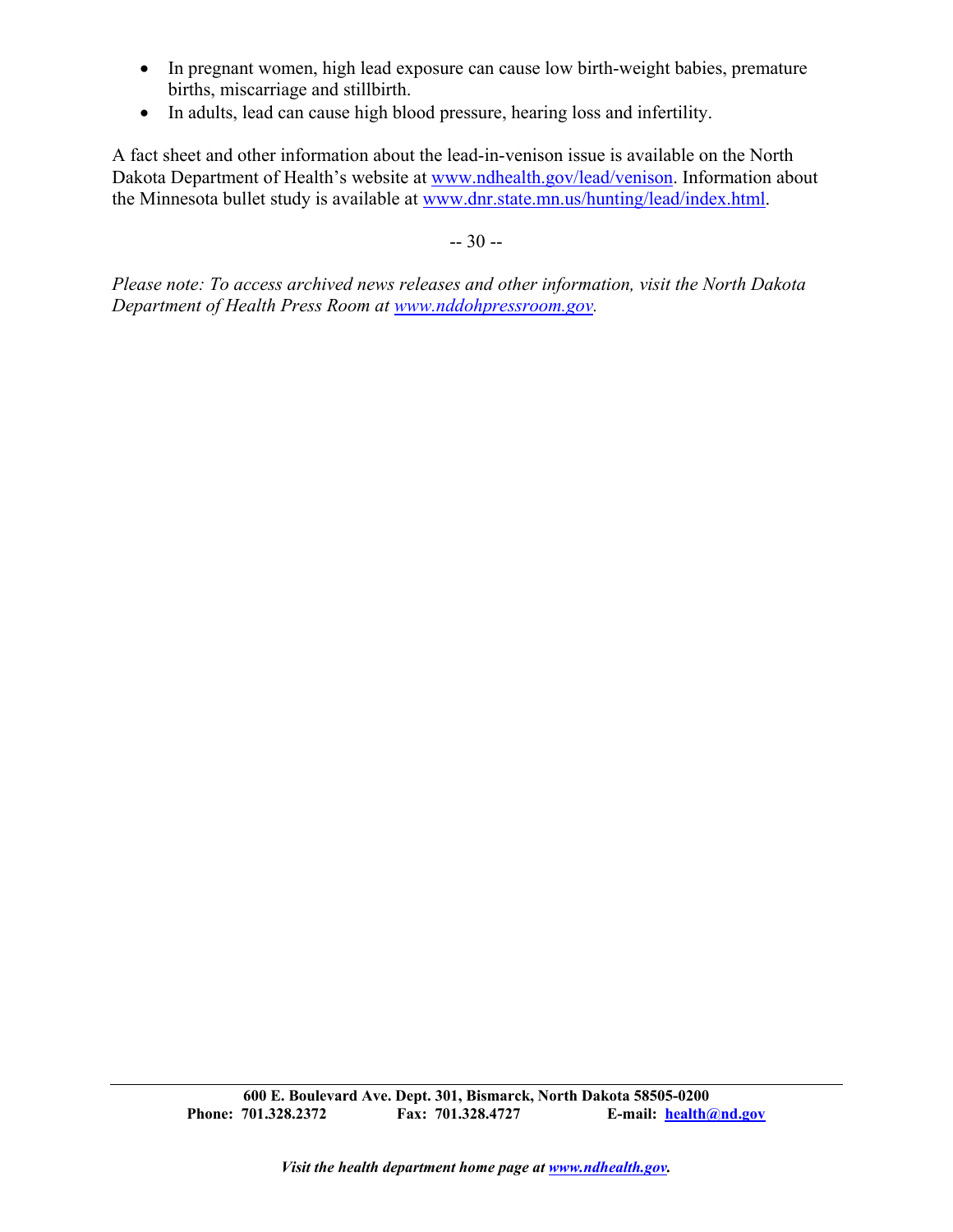- In pregnant women, high lead exposure can cause low birth-weight babies, premature births, miscarriage and stillbirth.
- In adults, lead can cause high blood pressure, hearing loss and infertility.

A fact sheet and other information about the lead-in-venison issue is available on the North Dakota Department of Health's website at www.ndhealth.gov/lead/venison. Information about the Minnesota bullet study is available at www.dnr.state.mn.us/hunting/lead/index.html.

-- 30 --

*Please note: To access archived news releases and other information, visit the North Dakota Department of Health Press Room at www.nddohpressroom.gov.*